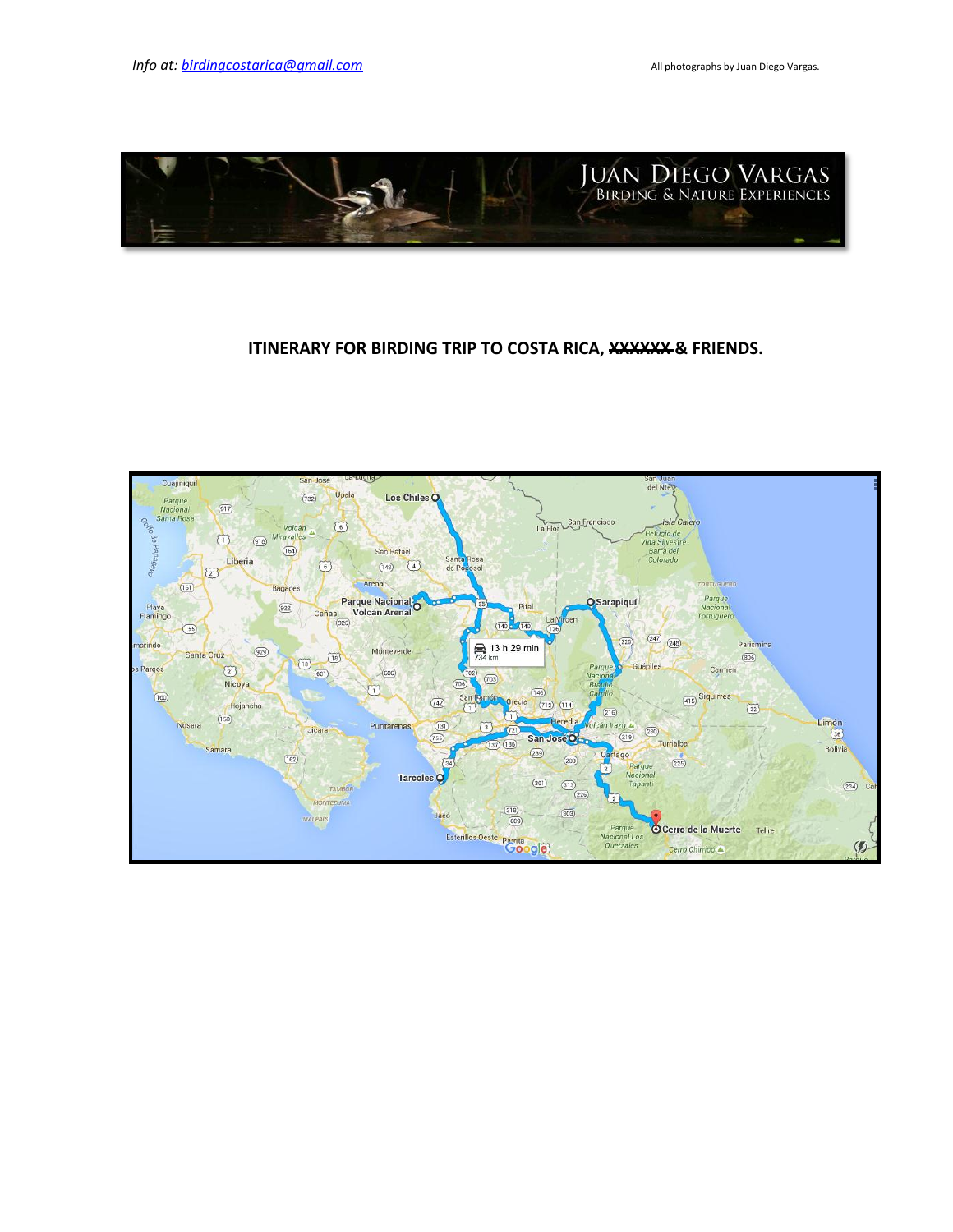Info at: birdingcostarica@gmail.com

All photographs by Juan Diego Vargas.

JUAN DIEGO VARGAS
BIRDING & NATURE EXPERIENCES

# ITINERARY FOR BIRDING TRIP TO COSTA RICA, ~~XXXXXX~~ & FRIENDS.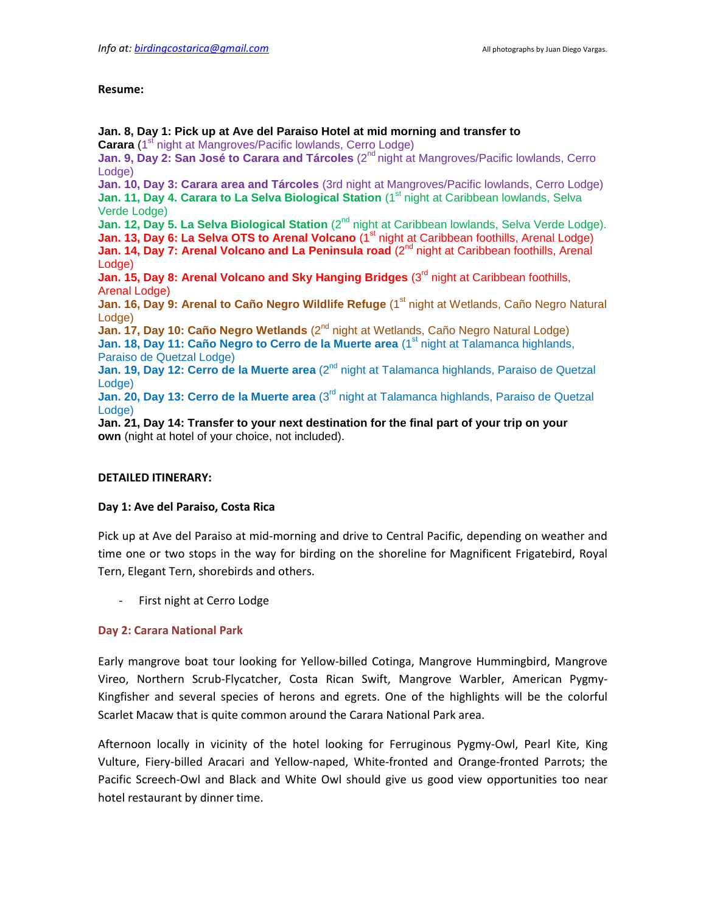**Resume:**

**Jan. 8, Day 1: Pick up at Ave del Paraiso Hotel at mid morning and transfer to Carara** (1st night at Mangroves/Pacific lowlands, Cerro Lodge)
**Jan. 9, Day 2: San José to Carara and Tárcoles** (2nd night at Mangroves/Pacific lowlands, Cerro Lodge)
**Jan. 10, Day 3: Carara area and Tárcoles** (3rd night at Mangroves/Pacific lowlands, Cerro Lodge)
**Jan. 11, Day 4. Carara to La Selva Biological Station** (1st night at Caribbean lowlands, Selva Verde Lodge)
**Jan. 12, Day 5. La Selva Biological Station** (2nd night at Caribbean lowlands, Selva Verde Lodge).
**Jan. 13, Day 6: La Selva OTS to Arenal Volcano** (1st night at Caribbean foothills, Arenal Lodge)
**Jan. 14, Day 7: Arenal Volcano and La Peninsula road** (2nd night at Caribbean foothills, Arenal Lodge)
**Jan. 15, Day 8: Arenal Volcano and Sky Hanging Bridges** (3rd night at Caribbean foothills, Arenal Lodge)
**Jan. 16, Day 9: Arenal to Caño Negro Wildlife Refuge** (1st night at Wetlands, Caño Negro Natural Lodge)
**Jan. 17, Day 10: Caño Negro Wetlands** (2nd night at Wetlands, Caño Negro Natural Lodge)
**Jan. 18, Day 11: Caño Negro to Cerro de la Muerte area** (1st night at Talamanca highlands, Paraiso de Quetzal Lodge)
**Jan. 19, Day 12: Cerro de la Muerte area** (2nd night at Talamanca highlands, Paraiso de Quetzal Lodge)
**Jan. 20, Day 13: Cerro de la Muerte area** (3rd night at Talamanca highlands, Paraiso de Quetzal Lodge)
**Jan. 21, Day 14: Transfer to your next destination for the final part of your trip on your own** (night at hotel of your choice, not included).

**DETAILED ITINERARY:**

**Day 1: Ave del Paraiso, Costa Rica**

Pick up at Ave del Paraiso at mid-morning and drive to Central Pacific, depending on weather and time one or two stops in the way for birding on the shoreline for Magnificent Frigatebird, Royal Tern, Elegant Tern, shorebirds and others.

- First night at Cerro Lodge

**Day 2: Carara National Park**

Early mangrove boat tour looking for Yellow-billed Cotinga, Mangrove Hummingbird, Mangrove Vireo, Northern Scrub-Flycatcher, Costa Rican Swift, Mangrove Warbler, American Pygmy-Kingfisher and several species of herons and egrets. One of the highlights will be the colorful Scarlet Macaw that is quite common around the Carara National Park area.

Afternoon locally in vicinity of the hotel looking for Ferruginous Pygmy-Owl, Pearl Kite, King Vulture, Fiery-billed Aracari and Yellow-naped, White-fronted and Orange-fronted Parrots; the Pacific Screech-Owl and Black and White Owl should give us good view opportunities too near hotel restaurant by dinner time.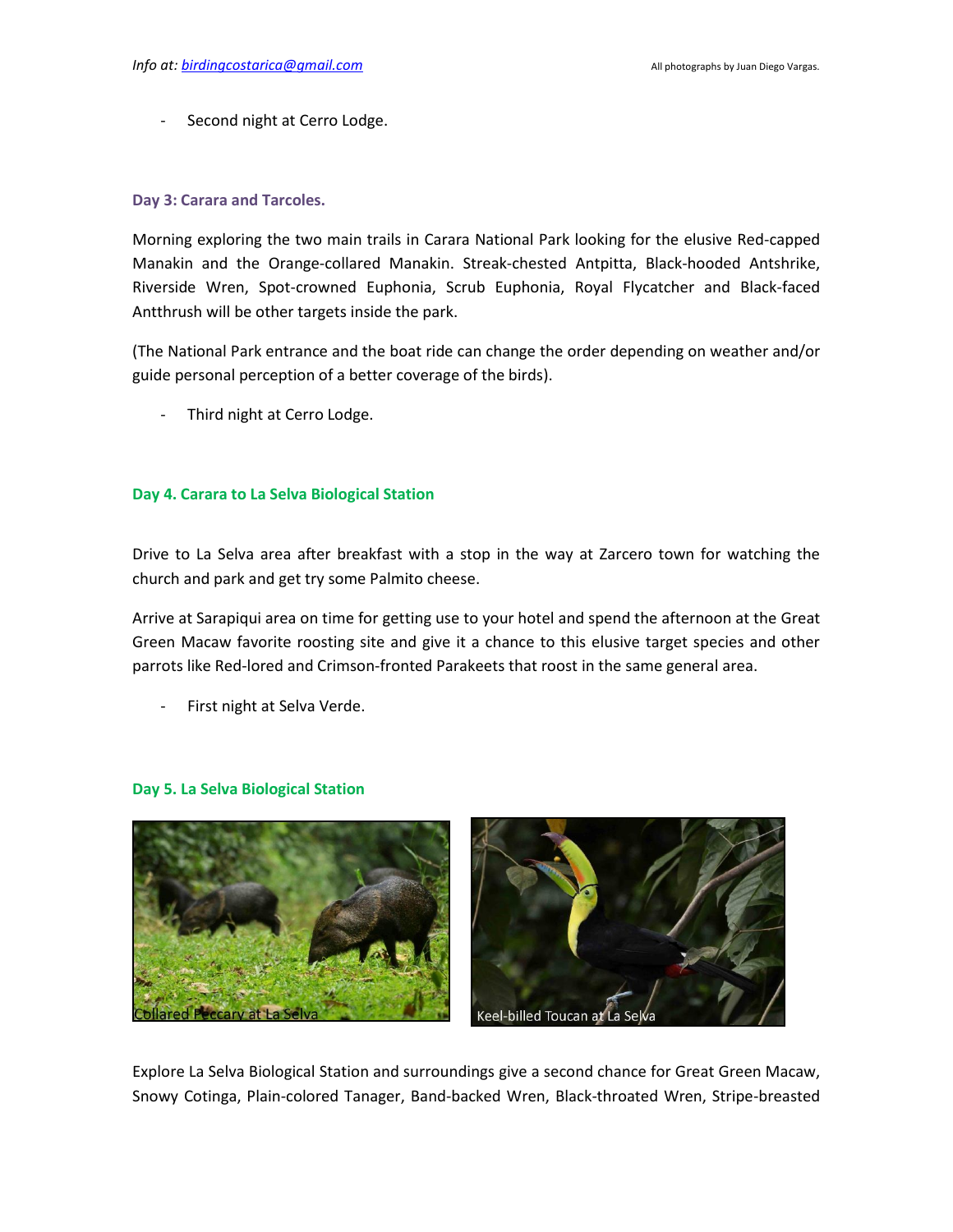- Second night at Cerro Lodge.

### Day 3: Carara and Tarcoles.

Morning exploring the two main trails in Carara National Park looking for the elusive Red-capped Manakin and the Orange-collared Manakin. Streak-chested Antpitta, Black-hooded Antshrike, Riverside Wren, Spot-crowned Euphonia, Scrub Euphonia, Royal Flycatcher and Black-faced Antthrush will be other targets inside the park.

(The National Park entrance and the boat ride can change the order depending on weather and/or guide personal perception of a better coverage of the birds).

- Third night at Cerro Lodge.

### Day 4. Carara to La Selva Biological Station

Drive to La Selva area after breakfast with a stop in the way at Zarcero town for watching the church and park and get try some Palmito cheese.

Arrive at Sarapiqui area on time for getting use to your hotel and spend the afternoon at the Great Green Macaw favorite roosting site and give it a chance to this elusive target species and other parrots like Red-lored and Crimson-fronted Parakeets that roost in the same general area.

- First night at Selva Verde.

### Day 5. La Selva Biological Station

Collared Peccary at La Selva

Keel-billed Toucan at La Selva

Explore La Selva Biological Station and surroundings give a second chance for Great Green Macaw, Snowy Cotinga, Plain-colored Tanager, Band-backed Wren, Black-throated Wren, Stripe-breasted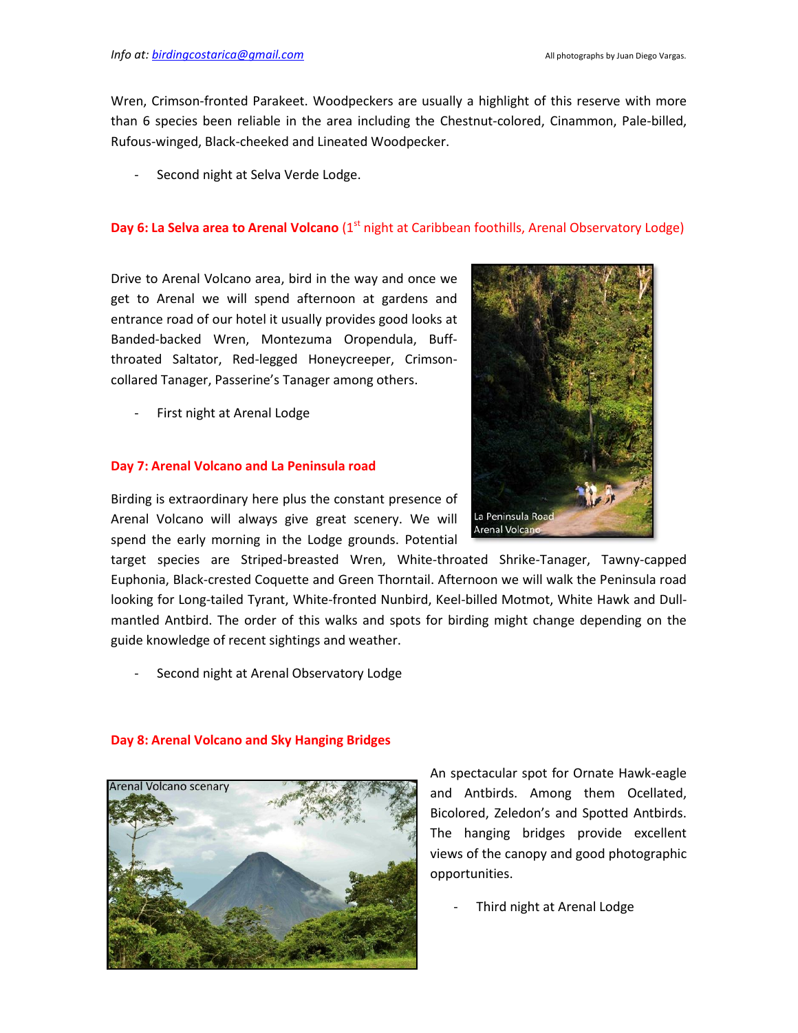Wren, Crimson-fronted Parakeet. Woodpeckers are usually a highlight of this reserve with more than 6 species been reliable in the area including the Chestnut-colored, Cinammon, Pale-billed, Rufous-winged, Black-cheeked and Lineated Woodpecker.

- Second night at Selva Verde Lodge.

**Day 6: La Selva area to Arenal Volcano** (1st night at Caribbean foothills, Arenal Observatory Lodge)

Drive to Arenal Volcano area, bird in the way and once we get to Arenal we will spend afternoon at gardens and entrance road of our hotel it usually provides good looks at Banded-backed Wren, Montezuma Oropendula, Buff-throated Saltator, Red-legged Honeycreeper, Crimson-collared Tanager, Passerine's Tanager among others.

- First night at Arenal Lodge

**Day 7: Arenal Volcano and La Peninsula road**

La Peninsula Road Arenal Volcano

Birding is extraordinary here plus the constant presence of Arenal Volcano will always give great scenery. We will spend the early morning in the Lodge grounds. Potential target species are Striped-breasted Wren, White-throated Shrike-Tanager, Tawny-capped Euphonia, Black-crested Coquette and Green Thorntail. Afternoon we will walk the Peninsula road looking for Long-tailed Tyrant, White-fronted Nunbird, Keel-billed Motmot, White Hawk and Dull-mantled Antbird. The order of this walks and spots for birding might change depending on the guide knowledge of recent sightings and weather.

- Second night at Arenal Observatory Lodge

**Day 8: Arenal Volcano and Sky Hanging Bridges**

Arenal Volcano scenary

An spectacular spot for Ornate Hawk-eagle and Antbirds. Among them Ocellated, Bicolored, Zeledon's and Spotted Antbirds. The hanging bridges provide excellent views of the canopy and good photographic opportunities.

- Third night at Arenal Lodge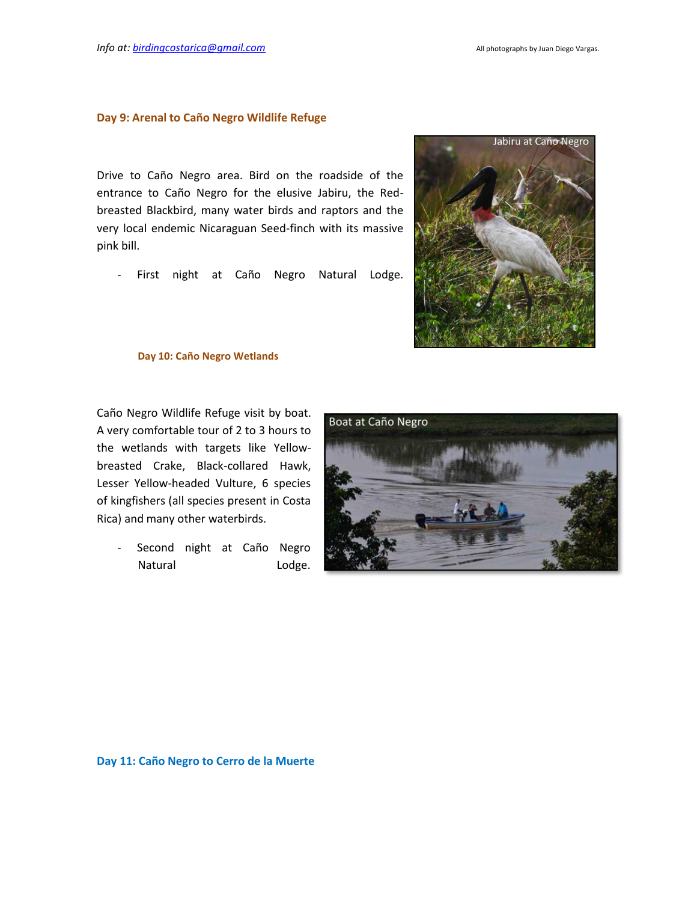### Day 9: Arenal to Caño Negro Wildlife Refuge

Drive to Caño Negro area. Bird on the roadside of the entrance to Caño Negro for the elusive Jabiru, the Red-breasted Blackbird, many water birds and raptors and the very local endemic Nicaraguan Seed-finch with its massive pink bill.

- First night at Caño Negro Natural Lodge.

Jabiru at Caño Negro

### Day 10: Caño Negro Wetlands

Caño Negro Wildlife Refuge visit by boat. A very comfortable tour of 2 to 3 hours to the wetlands with targets like Yellow-breasted Crake, Black-collared Hawk, Lesser Yellow-headed Vulture, 6 species of kingfishers (all species present in Costa Rica) and many other waterbirds.

- Second night at Caño Negro Natural Lodge.

Boat at Caño Negro

### Day 11: Caño Negro to Cerro de la Muerte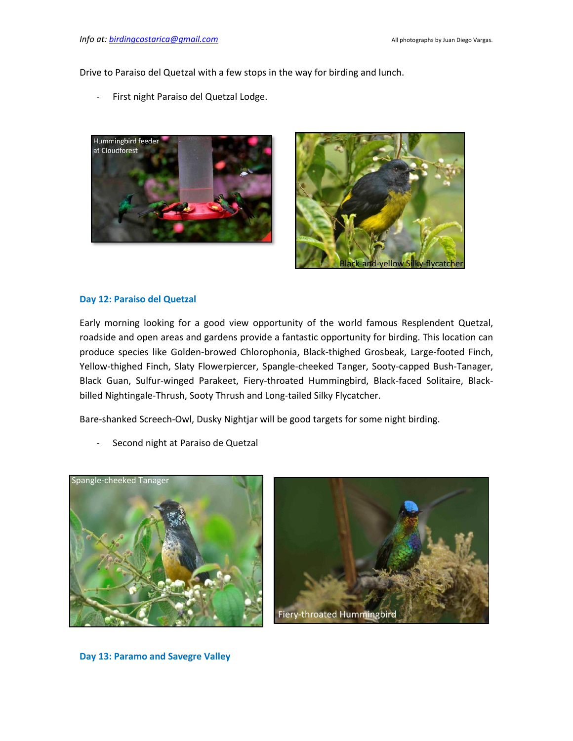Drive to Paraiso del Quetzal with a few stops in the way for birding and lunch.

- First night Paraiso del Quetzal Lodge.

Hummingbird feeder at Cloudforest

Black-and-yellow Silky-flycatcher

### Day 12: Paraiso del Quetzal

Early morning looking for a good view opportunity of the world famous Resplendent Quetzal, roadside and open areas and gardens provide a fantastic opportunity for birding. This location can produce species like Golden-browed Chlorophonia, Black-thighed Grosbeak, Large-footed Finch, Yellow-thighed Finch, Slaty Flowerpiercer, Spangle-cheeked Tanger, Sooty-capped Bush-Tanager, Black Guan, Sulfur-winged Parakeet, Fiery-throated Hummingbird, Black-faced Solitaire, Black-billed Nightingale-Thrush, Sooty Thrush and Long-tailed Silky Flycatcher.

Bare-shanked Screech-Owl, Dusky Nightjar will be good targets for some night birding.

- Second night at Paraiso de Quetzal

Spangle-cheeked Tanager

Fiery-throated Hummingbird

### Day 13: Paramo and Savegre Valley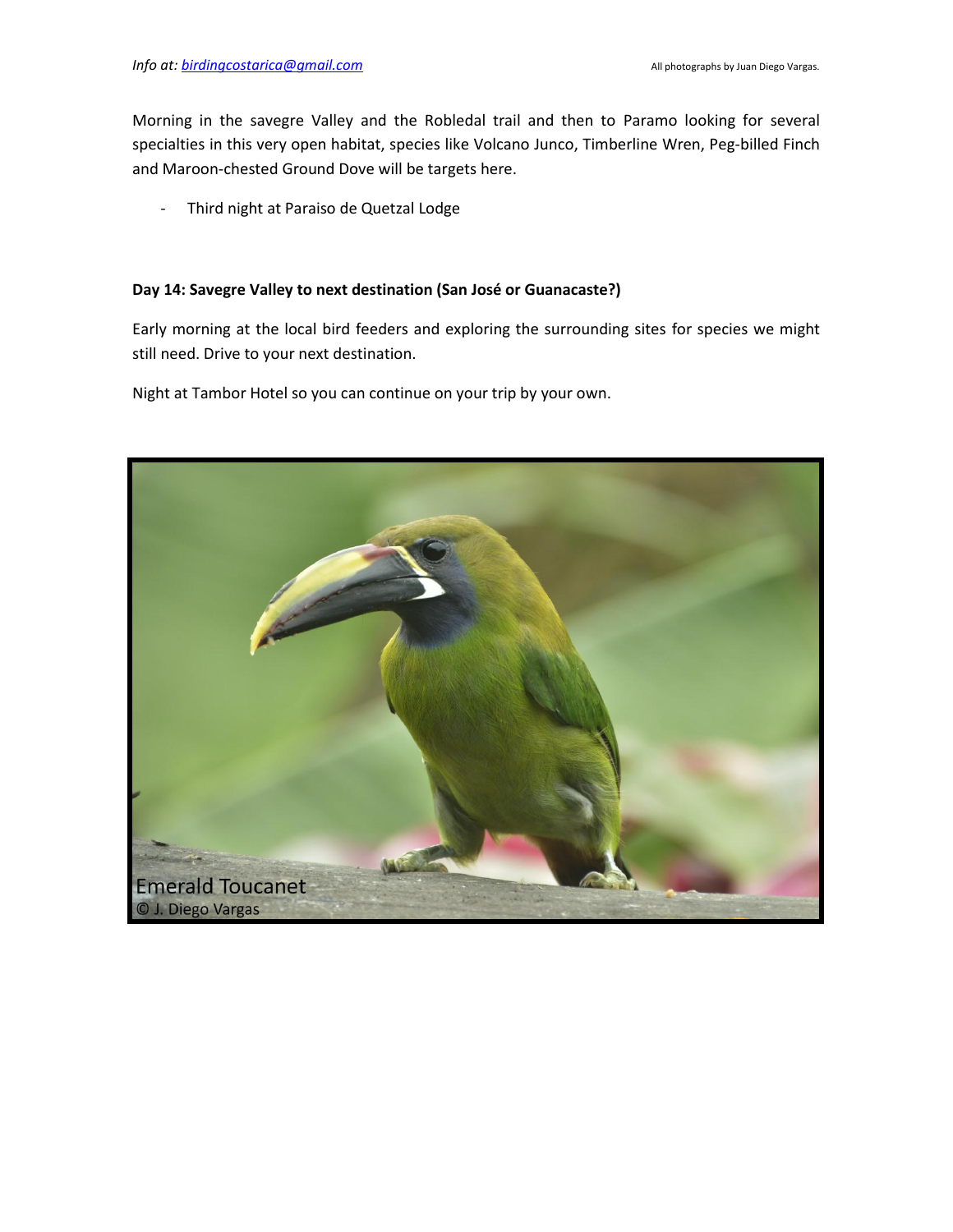Morning in the savegre Valley and the Robledal trail and then to Paramo looking for several specialties in this very open habitat, species like Volcano Junco, Timberline Wren, Peg-billed Finch and Maroon-chested Ground Dove will be targets here.

- Third night at Paraiso de Quetzal Lodge

**Day 14: Savegre Valley to next destination (San José or Guanacaste?)**

Early morning at the local bird feeders and exploring the surrounding sites for species we might still need. Drive to your next destination.

Night at Tambor Hotel so you can continue on your trip by your own.

Emerald Toucanet
© J. Diego Vargas